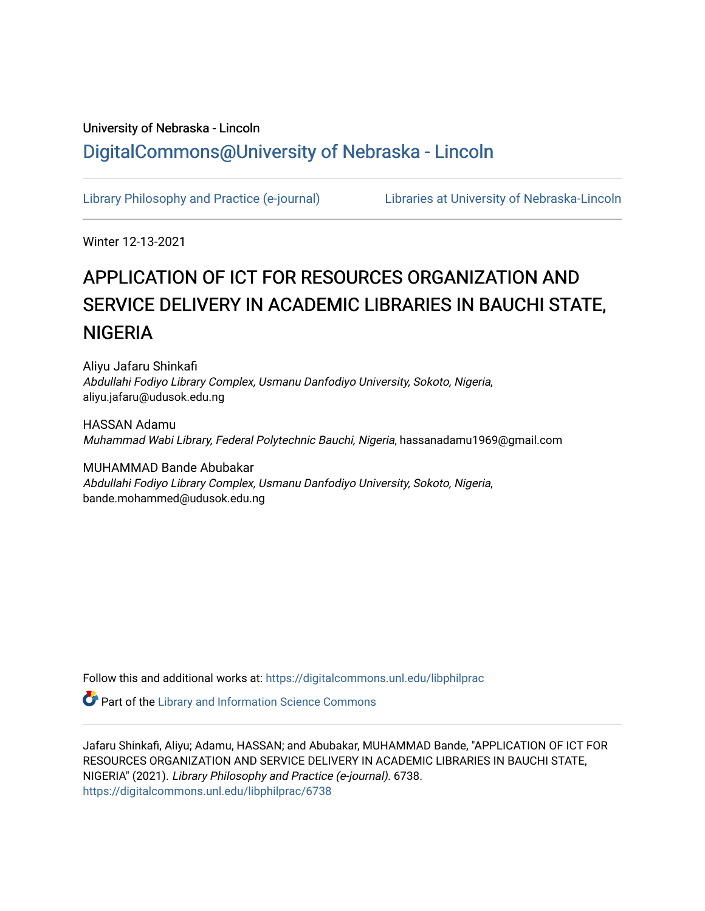University of Nebraska - Lincoln

DigitalCommons@University of Nebraska - Lincoln

Library Philosophy and Practice (e-journal) | Libraries at University of Nebraska-Lincoln

Winter 12-13-2021

# APPLICATION OF ICT FOR RESOURCES ORGANIZATION AND SERVICE DELIVERY IN ACADEMIC LIBRARIES IN BAUCHI STATE, NIGERIA

Aliyu Jafaru Shinkafi
*Abdullahi Fodiyo Library Complex, Usmanu Danfodiyo University, Sokoto, Nigeria*, aliyu.jafaru@udusok.edu.ng

HASSAN Adamu
*Muhammad Wabi Library, Federal Polytechnic Bauchi, Nigeria*, hassanadamu1969@gmail.com

MUHAMMAD Bande Abubakar
*Abdullahi Fodiyo Library Complex, Usmanu Danfodiyo University, Sokoto, Nigeria*, bande.mohammed@udusok.edu.ng

Follow this and additional works at: https://digitalcommons.unl.edu/libphilprac

Part of the Library and Information Science Commons

Jafaru Shinkafi, Aliyu; Adamu, HASSAN; and Abubakar, MUHAMMAD Bande, "APPLICATION OF ICT FOR RESOURCES ORGANIZATION AND SERVICE DELIVERY IN ACADEMIC LIBRARIES IN BAUCHI STATE, NIGERIA" (2021). *Library Philosophy and Practice (e-journal)*. 6738.
https://digitalcommons.unl.edu/libphilprac/6738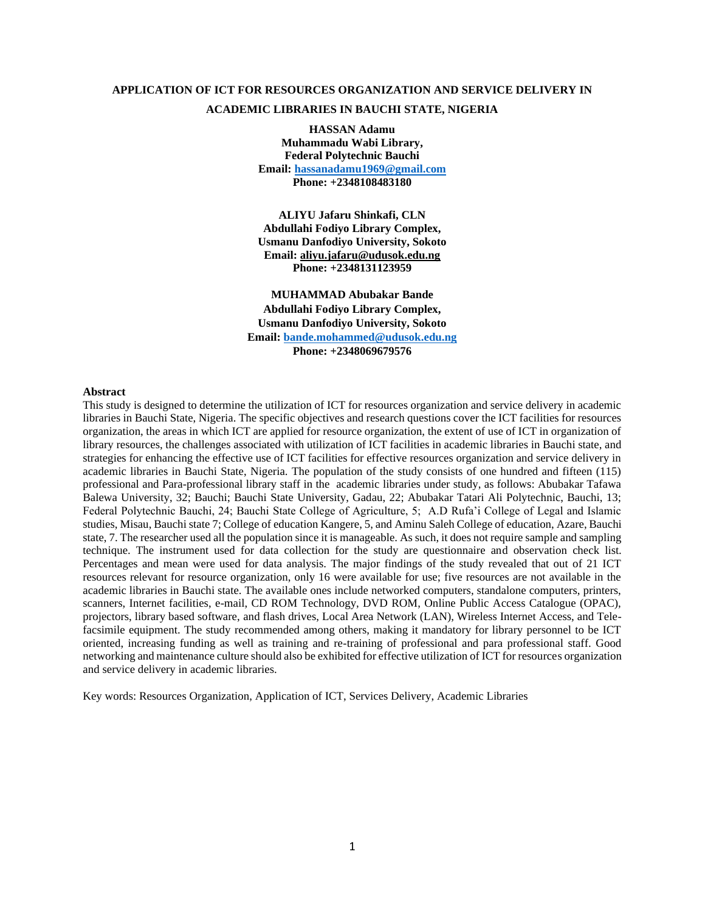# APPLICATION OF ICT FOR RESOURCES ORGANIZATION AND SERVICE DELIVERY IN ACADEMIC LIBRARIES IN BAUCHI STATE, NIGERIA

**HASSAN Adamu**
**Muhammadu Wabi Library,**
**Federal Polytechnic Bauchi**
**Email: hassanadamu1969@gmail.com**
**Phone: +2348108483180**

**ALIYU Jafaru Shinkafi, CLN**
**Abdullahi Fodiyo Library Complex,**
**Usmanu Danfodiyo University, Sokoto**
**Email: aliyu.jafaru@udusok.edu.ng**
**Phone: +2348131123959**

**MUHAMMAD Abubakar Bande**
**Abdullahi Fodiyo Library Complex,**
**Usmanu Danfodiyo University, Sokoto**
**Email: bande.mohammed@udusok.edu.ng**
**Phone: +2348069679576**

**Abstract**

This study is designed to determine the utilization of ICT for resources organization and service delivery in academic libraries in Bauchi State, Nigeria. The specific objectives and research questions cover the ICT facilities for resources organization, the areas in which ICT are applied for resource organization, the extent of use of ICT in organization of library resources, the challenges associated with utilization of ICT facilities in academic libraries in Bauchi state, and strategies for enhancing the effective use of ICT facilities for effective resources organization and service delivery in academic libraries in Bauchi State, Nigeria. The population of the study consists of one hundred and fifteen (115) professional and Para-professional library staff in the academic libraries under study, as follows: Abubakar Tafawa Balewa University, 32; Bauchi; Bauchi State University, Gadau, 22; Abubakar Tatari Ali Polytechnic, Bauchi, 13; Federal Polytechnic Bauchi, 24; Bauchi State College of Agriculture, 5; A.D Rufa'i College of Legal and Islamic studies, Misau, Bauchi state 7; College of education Kangere, 5, and Aminu Saleh College of education, Azare, Bauchi state, 7. The researcher used all the population since it is manageable. As such, it does not require sample and sampling technique. The instrument used for data collection for the study are questionnaire and observation check list. Percentages and mean were used for data analysis. The major findings of the study revealed that out of 21 ICT resources relevant for resource organization, only 16 were available for use; five resources are not available in the academic libraries in Bauchi state. The available ones include networked computers, standalone computers, printers, scanners, Internet facilities, e-mail, CD ROM Technology, DVD ROM, Online Public Access Catalogue (OPAC), projectors, library based software, and flash drives, Local Area Network (LAN), Wireless Internet Access, and Tele-facsimile equipment. The study recommended among others, making it mandatory for library personnel to be ICT oriented, increasing funding as well as training and re-training of professional and para professional staff. Good networking and maintenance culture should also be exhibited for effective utilization of ICT for resources organization and service delivery in academic libraries.

Key words: Resources Organization, Application of ICT, Services Delivery, Academic Libraries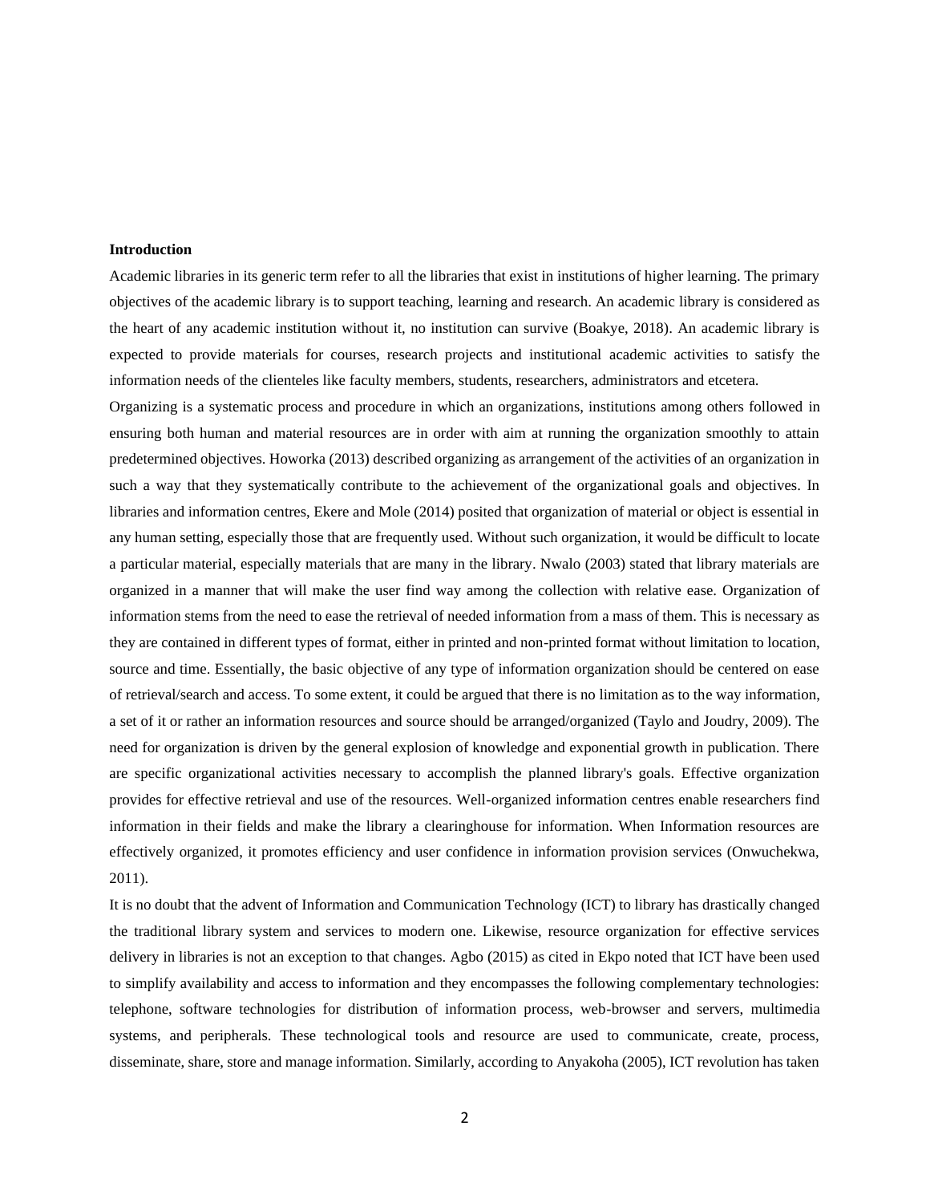**Introduction**

Academic libraries in its generic term refer to all the libraries that exist in institutions of higher learning. The primary objectives of the academic library is to support teaching, learning and research. An academic library is considered as the heart of any academic institution without it, no institution can survive (Boakye, 2018). An academic library is expected to provide materials for courses, research projects and institutional academic activities to satisfy the information needs of the clienteles like faculty members, students, researchers, administrators and etcetera.

Organizing is a systematic process and procedure in which an organizations, institutions among others followed in ensuring both human and material resources are in order with aim at running the organization smoothly to attain predetermined objectives. Howorka (2013) described organizing as arrangement of the activities of an organization in such a way that they systematically contribute to the achievement of the organizational goals and objectives. In libraries and information centres, Ekere and Mole (2014) posited that organization of material or object is essential in any human setting, especially those that are frequently used. Without such organization, it would be difficult to locate a particular material, especially materials that are many in the library. Nwalo (2003) stated that library materials are organized in a manner that will make the user find way among the collection with relative ease. Organization of information stems from the need to ease the retrieval of needed information from a mass of them. This is necessary as they are contained in different types of format, either in printed and non-printed format without limitation to location, source and time. Essentially, the basic objective of any type of information organization should be centered on ease of retrieval/search and access. To some extent, it could be argued that there is no limitation as to the way information, a set of it or rather an information resources and source should be arranged/organized (Taylo and Joudry, 2009). The need for organization is driven by the general explosion of knowledge and exponential growth in publication. There are specific organizational activities necessary to accomplish the planned library's goals. Effective organization provides for effective retrieval and use of the resources. Well-organized information centres enable researchers find information in their fields and make the library a clearinghouse for information. When Information resources are effectively organized, it promotes efficiency and user confidence in information provision services (Onwuchekwa, 2011).

It is no doubt that the advent of Information and Communication Technology (ICT) to library has drastically changed the traditional library system and services to modern one. Likewise, resource organization for effective services delivery in libraries is not an exception to that changes. Agbo (2015) as cited in Ekpo noted that ICT have been used to simplify availability and access to information and they encompasses the following complementary technologies: telephone, software technologies for distribution of information process, web-browser and servers, multimedia systems, and peripherals. These technological tools and resource are used to communicate, create, process, disseminate, share, store and manage information. Similarly, according to Anyakoha (2005), ICT revolution has taken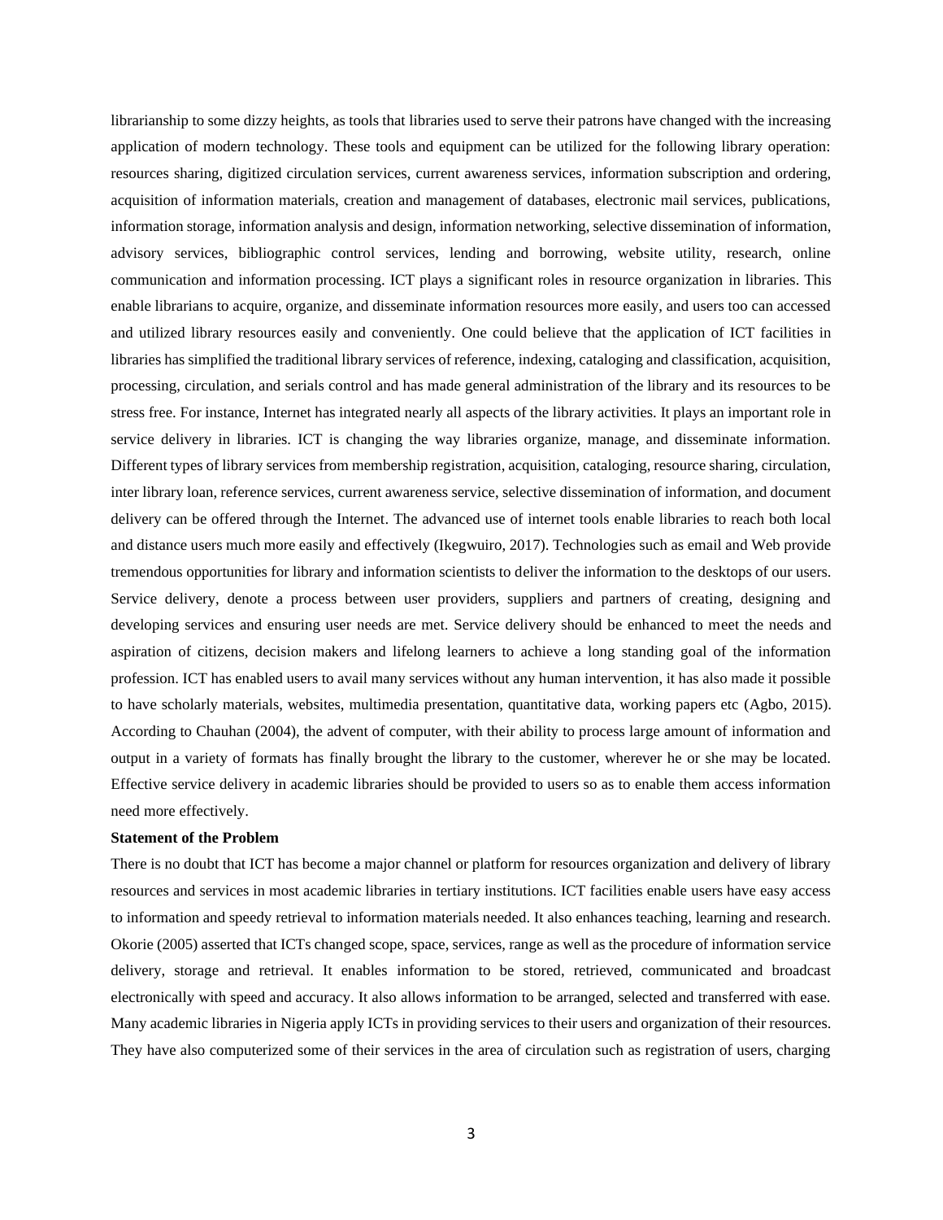librarianship to some dizzy heights, as tools that libraries used to serve their patrons have changed with the increasing application of modern technology. These tools and equipment can be utilized for the following library operation: resources sharing, digitized circulation services, current awareness services, information subscription and ordering, acquisition of information materials, creation and management of databases, electronic mail services, publications, information storage, information analysis and design, information networking, selective dissemination of information, advisory services, bibliographic control services, lending and borrowing, website utility, research, online communication and information processing. ICT plays a significant roles in resource organization in libraries. This enable librarians to acquire, organize, and disseminate information resources more easily, and users too can accessed and utilized library resources easily and conveniently. One could believe that the application of ICT facilities in libraries has simplified the traditional library services of reference, indexing, cataloging and classification, acquisition, processing, circulation, and serials control and has made general administration of the library and its resources to be stress free. For instance, Internet has integrated nearly all aspects of the library activities. It plays an important role in service delivery in libraries. ICT is changing the way libraries organize, manage, and disseminate information. Different types of library services from membership registration, acquisition, cataloging, resource sharing, circulation, inter library loan, reference services, current awareness service, selective dissemination of information, and document delivery can be offered through the Internet. The advanced use of internet tools enable libraries to reach both local and distance users much more easily and effectively (Ikegwuiro, 2017). Technologies such as email and Web provide tremendous opportunities for library and information scientists to deliver the information to the desktops of our users. Service delivery, denote a process between user providers, suppliers and partners of creating, designing and developing services and ensuring user needs are met. Service delivery should be enhanced to meet the needs and aspiration of citizens, decision makers and lifelong learners to achieve a long standing goal of the information profession. ICT has enabled users to avail many services without any human intervention, it has also made it possible to have scholarly materials, websites, multimedia presentation, quantitative data, working papers etc (Agbo, 2015). According to Chauhan (2004), the advent of computer, with their ability to process large amount of information and output in a variety of formats has finally brought the library to the customer, wherever he or she may be located. Effective service delivery in academic libraries should be provided to users so as to enable them access information need more effectively.

**Statement of the Problem**

There is no doubt that ICT has become a major channel or platform for resources organization and delivery of library resources and services in most academic libraries in tertiary institutions. ICT facilities enable users have easy access to information and speedy retrieval to information materials needed. It also enhances teaching, learning and research. Okorie (2005) asserted that ICTs changed scope, space, services, range as well as the procedure of information service delivery, storage and retrieval. It enables information to be stored, retrieved, communicated and broadcast electronically with speed and accuracy. It also allows information to be arranged, selected and transferred with ease. Many academic libraries in Nigeria apply ICTs in providing services to their users and organization of their resources. They have also computerized some of their services in the area of circulation such as registration of users, charging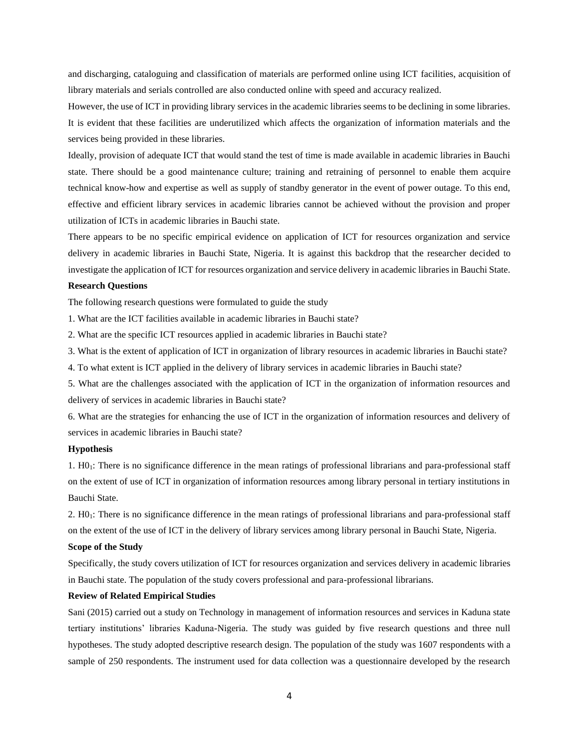and discharging, cataloguing and classification of materials are performed online using ICT facilities, acquisition of library materials and serials controlled are also conducted online with speed and accuracy realized.

However, the use of ICT in providing library services in the academic libraries seems to be declining in some libraries. It is evident that these facilities are underutilized which affects the organization of information materials and the services being provided in these libraries.

Ideally, provision of adequate ICT that would stand the test of time is made available in academic libraries in Bauchi state. There should be a good maintenance culture; training and retraining of personnel to enable them acquire technical know-how and expertise as well as supply of standby generator in the event of power outage. To this end, effective and efficient library services in academic libraries cannot be achieved without the provision and proper utilization of ICTs in academic libraries in Bauchi state.

There appears to be no specific empirical evidence on application of ICT for resources organization and service delivery in academic libraries in Bauchi State, Nigeria. It is against this backdrop that the researcher decided to investigate the application of ICT for resources organization and service delivery in academic libraries in Bauchi State.

**Research Questions**

The following research questions were formulated to guide the study

1. What are the ICT facilities available in academic libraries in Bauchi state?
2. What are the specific ICT resources applied in academic libraries in Bauchi state?
3. What is the extent of application of ICT in organization of library resources in academic libraries in Bauchi state?
4. To what extent is ICT applied in the delivery of library services in academic libraries in Bauchi state?
5. What are the challenges associated with the application of ICT in the organization of information resources and delivery of services in academic libraries in Bauchi state?
6. What are the strategies for enhancing the use of ICT in the organization of information resources and delivery of services in academic libraries in Bauchi state?

**Hypothesis**

1. $H0_1$: There is no significance difference in the mean ratings of professional librarians and para-professional staff on the extent of use of ICT in organization of information resources among library personal in tertiary institutions in Bauchi State.

2. $H0_1$: There is no significance difference in the mean ratings of professional librarians and para-professional staff on the extent of the use of ICT in the delivery of library services among library personal in Bauchi State, Nigeria.

**Scope of the Study**

Specifically, the study covers utilization of ICT for resources organization and services delivery in academic libraries in Bauchi state. The population of the study covers professional and para-professional librarians.

**Review of Related Empirical Studies**

Sani (2015) carried out a study on Technology in management of information resources and services in Kaduna state tertiary institutions' libraries Kaduna-Nigeria. The study was guided by five research questions and three null hypotheses. The study adopted descriptive research design. The population of the study was 1607 respondents with a sample of 250 respondents. The instrument used for data collection was a questionnaire developed by the research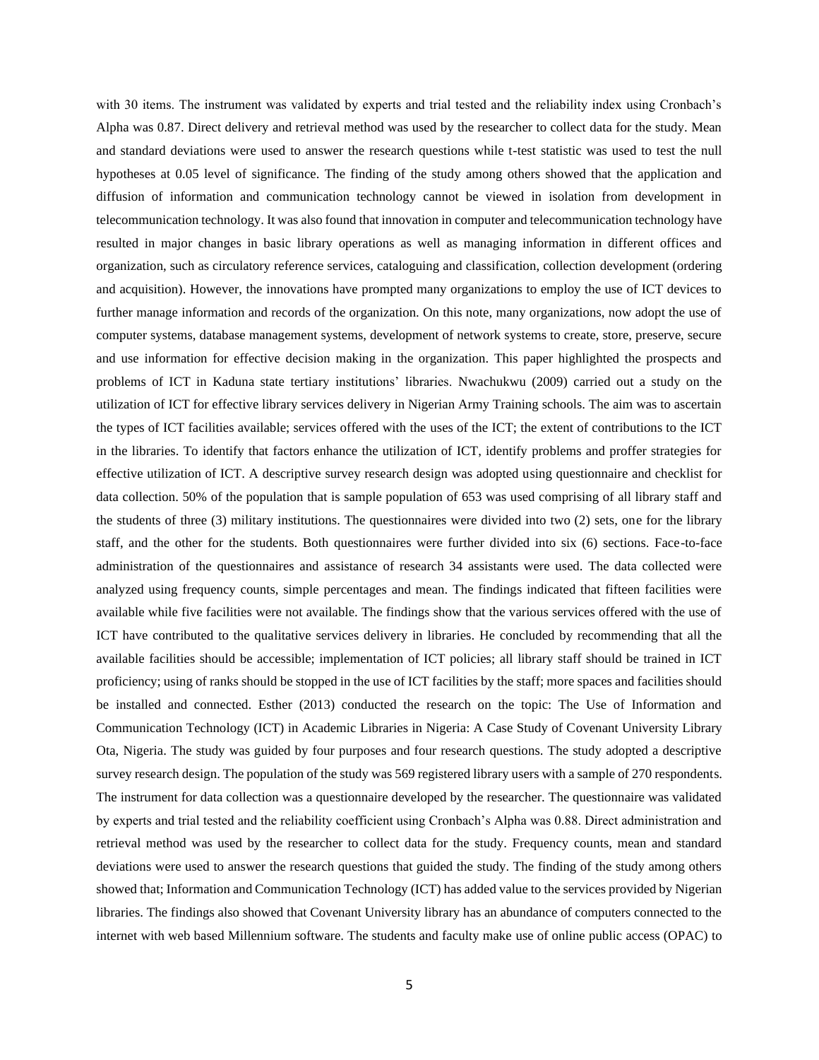with 30 items. The instrument was validated by experts and trial tested and the reliability index using Cronbach's Alpha was 0.87. Direct delivery and retrieval method was used by the researcher to collect data for the study. Mean and standard deviations were used to answer the research questions while t-test statistic was used to test the null hypotheses at 0.05 level of significance. The finding of the study among others showed that the application and diffusion of information and communication technology cannot be viewed in isolation from development in telecommunication technology. It was also found that innovation in computer and telecommunication technology have resulted in major changes in basic library operations as well as managing information in different offices and organization, such as circulatory reference services, cataloguing and classification, collection development (ordering and acquisition). However, the innovations have prompted many organizations to employ the use of ICT devices to further manage information and records of the organization. On this note, many organizations, now adopt the use of computer systems, database management systems, development of network systems to create, store, preserve, secure and use information for effective decision making in the organization. This paper highlighted the prospects and problems of ICT in Kaduna state tertiary institutions' libraries. Nwachukwu (2009) carried out a study on the utilization of ICT for effective library services delivery in Nigerian Army Training schools. The aim was to ascertain the types of ICT facilities available; services offered with the uses of the ICT; the extent of contributions to the ICT in the libraries. To identify that factors enhance the utilization of ICT, identify problems and proffer strategies for effective utilization of ICT. A descriptive survey research design was adopted using questionnaire and checklist for data collection. 50% of the population that is sample population of 653 was used comprising of all library staff and the students of three (3) military institutions. The questionnaires were divided into two (2) sets, one for the library staff, and the other for the students. Both questionnaires were further divided into six (6) sections. Face-to-face administration of the questionnaires and assistance of research 34 assistants were used. The data collected were analyzed using frequency counts, simple percentages and mean. The findings indicated that fifteen facilities were available while five facilities were not available. The findings show that the various services offered with the use of ICT have contributed to the qualitative services delivery in libraries. He concluded by recommending that all the available facilities should be accessible; implementation of ICT policies; all library staff should be trained in ICT proficiency; using of ranks should be stopped in the use of ICT facilities by the staff; more spaces and facilities should be installed and connected. Esther (2013) conducted the research on the topic: The Use of Information and Communication Technology (ICT) in Academic Libraries in Nigeria: A Case Study of Covenant University Library Ota, Nigeria. The study was guided by four purposes and four research questions. The study adopted a descriptive survey research design. The population of the study was 569 registered library users with a sample of 270 respondents. The instrument for data collection was a questionnaire developed by the researcher. The questionnaire was validated by experts and trial tested and the reliability coefficient using Cronbach's Alpha was 0.88. Direct administration and retrieval method was used by the researcher to collect data for the study. Frequency counts, mean and standard deviations were used to answer the research questions that guided the study. The finding of the study among others showed that; Information and Communication Technology (ICT) has added value to the services provided by Nigerian libraries. The findings also showed that Covenant University library has an abundance of computers connected to the internet with web based Millennium software. The students and faculty make use of online public access (OPAC) to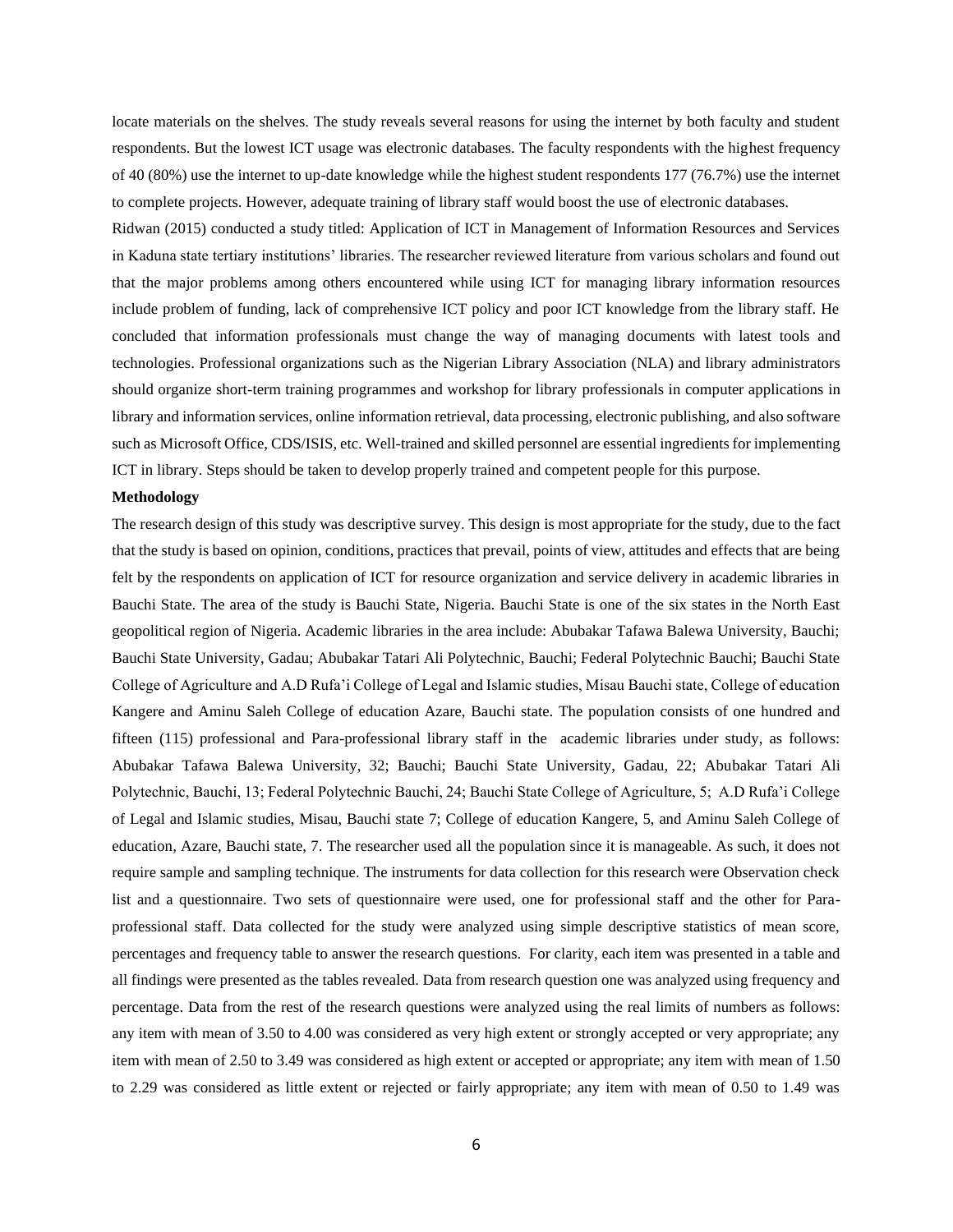locate materials on the shelves. The study reveals several reasons for using the internet by both faculty and student respondents. But the lowest ICT usage was electronic databases. The faculty respondents with the highest frequency of 40 (80%) use the internet to up-date knowledge while the highest student respondents 177 (76.7%) use the internet to complete projects. However, adequate training of library staff would boost the use of electronic databases.

Ridwan (2015) conducted a study titled: Application of ICT in Management of Information Resources and Services in Kaduna state tertiary institutions' libraries. The researcher reviewed literature from various scholars and found out that the major problems among others encountered while using ICT for managing library information resources include problem of funding, lack of comprehensive ICT policy and poor ICT knowledge from the library staff. He concluded that information professionals must change the way of managing documents with latest tools and technologies. Professional organizations such as the Nigerian Library Association (NLA) and library administrators should organize short-term training programmes and workshop for library professionals in computer applications in library and information services, online information retrieval, data processing, electronic publishing, and also software such as Microsoft Office, CDS/ISIS, etc. Well-trained and skilled personnel are essential ingredients for implementing ICT in library. Steps should be taken to develop properly trained and competent people for this purpose.

**Methodology**

The research design of this study was descriptive survey. This design is most appropriate for the study, due to the fact that the study is based on opinion, conditions, practices that prevail, points of view, attitudes and effects that are being felt by the respondents on application of ICT for resource organization and service delivery in academic libraries in Bauchi State. The area of the study is Bauchi State, Nigeria. Bauchi State is one of the six states in the North East geopolitical region of Nigeria. Academic libraries in the area include: Abubakar Tafawa Balewa University, Bauchi; Bauchi State University, Gadau; Abubakar Tatari Ali Polytechnic, Bauchi; Federal Polytechnic Bauchi; Bauchi State College of Agriculture and A.D Rufa'i College of Legal and Islamic studies, Misau Bauchi state, College of education Kangere and Aminu Saleh College of education Azare, Bauchi state. The population consists of one hundred and fifteen (115) professional and Para-professional library staff in the academic libraries under study, as follows: Abubakar Tafawa Balewa University, 32; Bauchi; Bauchi State University, Gadau, 22; Abubakar Tatari Ali Polytechnic, Bauchi, 13; Federal Polytechnic Bauchi, 24; Bauchi State College of Agriculture, 5; A.D Rufa'i College of Legal and Islamic studies, Misau, Bauchi state 7; College of education Kangere, 5, and Aminu Saleh College of education, Azare, Bauchi state, 7. The researcher used all the population since it is manageable. As such, it does not require sample and sampling technique. The instruments for data collection for this research were Observation check list and a questionnaire. Two sets of questionnaire were used, one for professional staff and the other for Para-professional staff. Data collected for the study were analyzed using simple descriptive statistics of mean score, percentages and frequency table to answer the research questions. For clarity, each item was presented in a table and all findings were presented as the tables revealed. Data from research question one was analyzed using frequency and percentage. Data from the rest of the research questions were analyzed using the real limits of numbers as follows: any item with mean of 3.50 to 4.00 was considered as very high extent or strongly accepted or very appropriate; any item with mean of 2.50 to 3.49 was considered as high extent or accepted or appropriate; any item with mean of 1.50 to 2.29 was considered as little extent or rejected or fairly appropriate; any item with mean of 0.50 to 1.49 was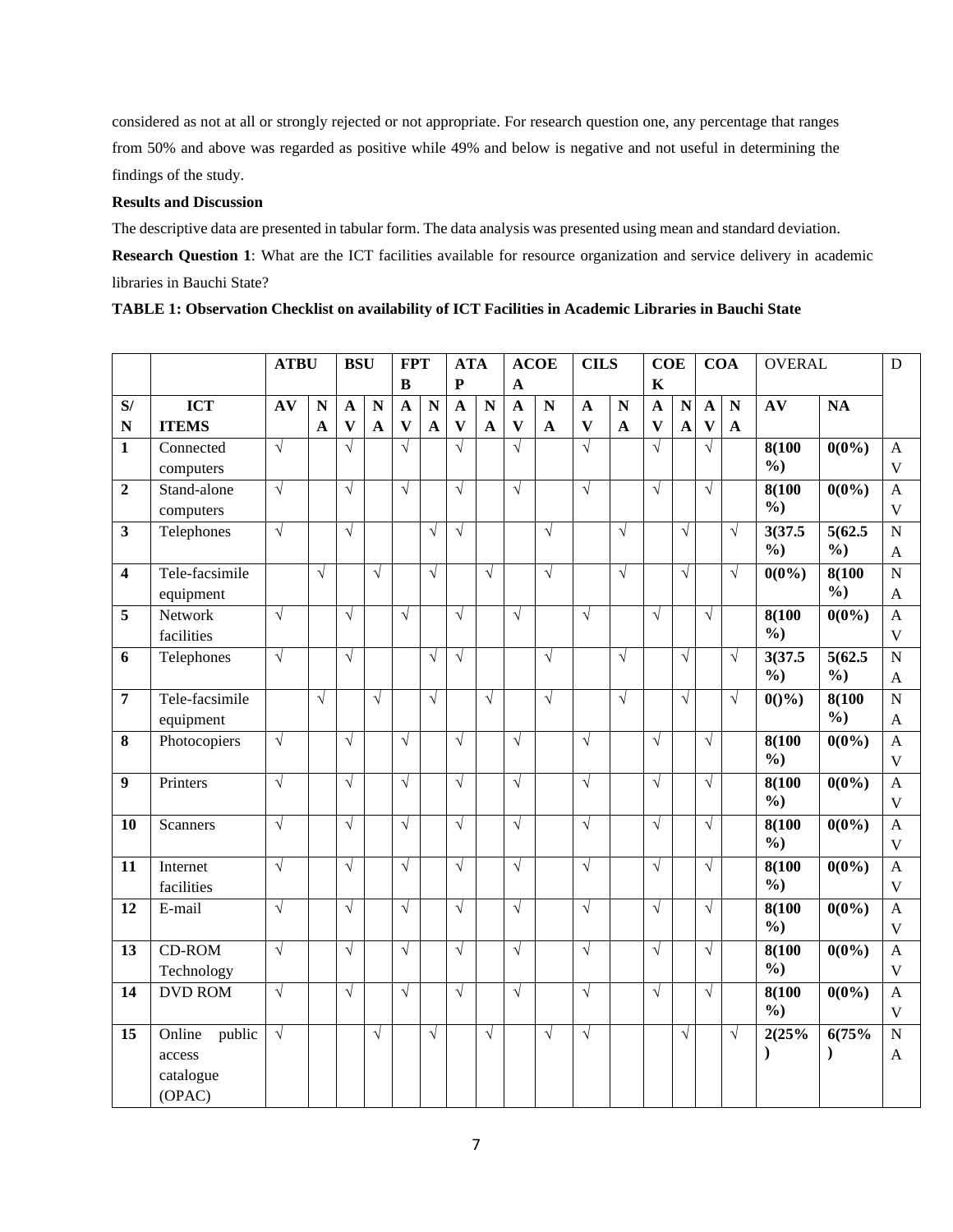considered as not at all or strongly rejected or not appropriate. For research question one, any percentage that ranges from 50% and above was regarded as positive while 49% and below is negative and not useful in determining the findings of the study.

**Results and Discussion**

The descriptive data are presented in tabular form. The data analysis was presented using mean and standard deviation.

**Research Question 1**: What are the ICT facilities available for resource organization and service delivery in academic libraries in Bauchi State?

**TABLE 1: Observation Checklist on availability of ICT Facilities in Academic Libraries in Bauchi State**

| | | ATBU | | BSU | | FPTB | | ATAP | | ACOEA | | CILS | | COEK | | COA | | OVERAL | | D |
|---|---|---|---|---|---|---|---|---|---|---|---|---|---|---|---|---|---|---|---|---|
| **S/N** | **ICT ITEMS** | **AV** | **NA** | **AV** | **NA** | **AV** | **NA** | **AV** | **NA** | **AV** | **NA** | **AV** | **NA** | **AV** | **NA** | **AV** | **NA** | **AV** | **NA** | |
| **1** | Connected computers | √ | | √ | | √ | | √ | | √ | | √ | | √ | | √ | | **8(100%)** | **0(0%)** | AV |
| **2** | Stand-alone computers | √ | | √ | | √ | | √ | | √ | | √ | | √ | | √ | | **8(100%)** | **0(0%)** | AV |
| **3** | Telephones | √ | | √ | | | √ | √ | | | √ | | √ | | √ | | √ | **3(37.5%)** | **5(62.5%)** | NA |
| **4** | Tele-facsimile equipment | | √ | | √ | | √ | | √ | | √ | | √ | | √ | | √ | **0(0%)** | **8(100%)** | NA |
| **5** | Network facilities | √ | | √ | | √ | | √ | | √ | | √ | | √ | | √ | | **8(100%)** | **0(0%)** | AV |
| **6** | Telephones | √ | | √ | | | √ | √ | | | √ | | √ | | √ | | √ | **3(37.5%)** | **5(62.5%)** | NA |
| **7** | Tele-facsimile equipment | | √ | | √ | | √ | | √ | | √ | | √ | | √ | | √ | **0()%)** | **8(100%)** | NA |
| **8** | Photocopiers | √ | | √ | | √ | | √ | | √ | | √ | | √ | | √ | | **8(100%)** | **0(0%)** | AV |
| **9** | Printers | √ | | √ | | √ | | √ | | √ | | √ | | √ | | √ | | **8(100%)** | **0(0%)** | AV |
| **10** | Scanners | √ | | √ | | √ | | √ | | √ | | √ | | √ | | √ | | **8(100%)** | **0(0%)** | AV |
| **11** | Internet facilities | √ | | √ | | √ | | √ | | √ | | √ | | √ | | √ | | **8(100%)** | **0(0%)** | AV |
| **12** | E-mail | √ | | √ | | √ | | √ | | √ | | √ | | √ | | √ | | **8(100%)** | **0(0%)** | AV |
| **13** | CD-ROM Technology | √ | | √ | | √ | | √ | | √ | | √ | | √ | | √ | | **8(100%)** | **0(0%)** | AV |
| **14** | DVD ROM | √ | | √ | | √ | | √ | | √ | | √ | | √ | | √ | | **8(100%)** | **0(0%)** | AV |
| **15** | Online public access catalogue (OPAC) | √ | | | √ | | √ | | √ | | √ | √ | | | √ | | √ | **2(25%)** | **6(75%)** | NA |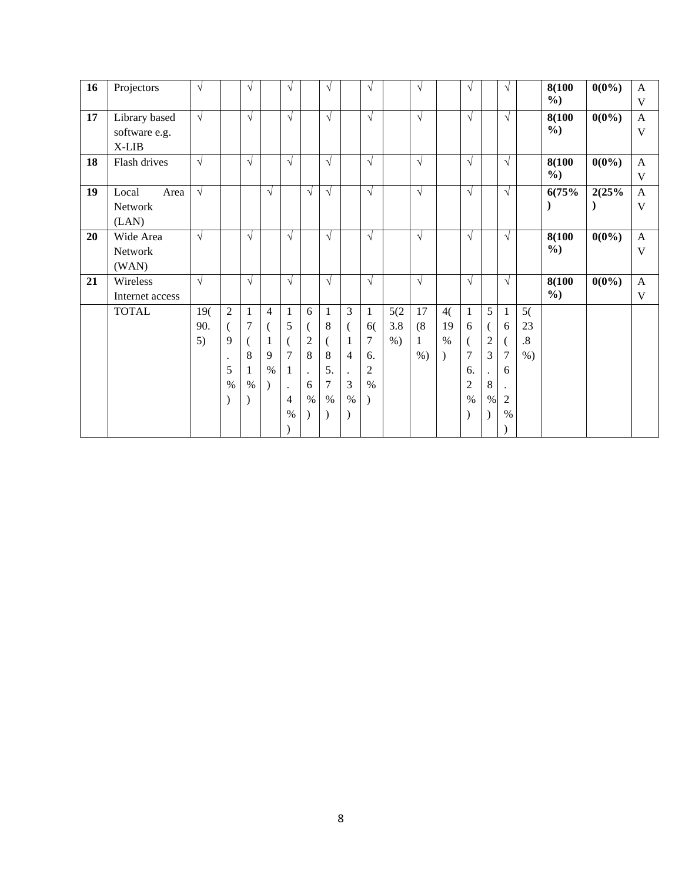| 16 | Projectors | √ | | √ | | √ | | √ | | √ | | √ | | √ | | √ | | **8(100 %)** | **0(0%)** | A V |
|---|---|---|---|---|---|---|---|---|---|---|---|---|---|---|---|---|---|---|---|---|
| **17** | Library based software e.g. X-LIB | √ | | √ | | √ | | √ | | √ | | √ | | √ | | √ | | **8(100 %)** | **0(0%)** | A V |
| **18** | Flash drives | √ | | √ | | √ | | √ | | √ | | √ | | √ | | √ | | **8(100 %)** | **0(0%)** | A V |
| **19** | Local Area Network (LAN) | √ | | | √ | | √ | √ | | √ | | √ | | √ | | √ | | **6(75%)** | **2(25%)** | A V |
| **20** | Wide Area Network (WAN) | √ | | √ | | √ | | √ | | √ | | √ | | √ | | √ | | **8(100 %)** | **0(0%)** | A V |
| **21** | Wireless Internet access | √ | | √ | | √ | | √ | | √ | | √ | | √ | | √ | | **8(100 %)** | **0(0%)** | A V |
| | TOTAL | 19(90.5) | 2(9.5%) | 17(81%) | 4(19%) | 15(71.4%) | 6(28.6%) | 18(85.7%) | 3(14.3%) | 16(76.2%) | 5(23.8%) | 17(81%) | 4(19%) | 16(76.2%) | 5(23.8%) | 16(76.2%) | 5(23.8%) | | | |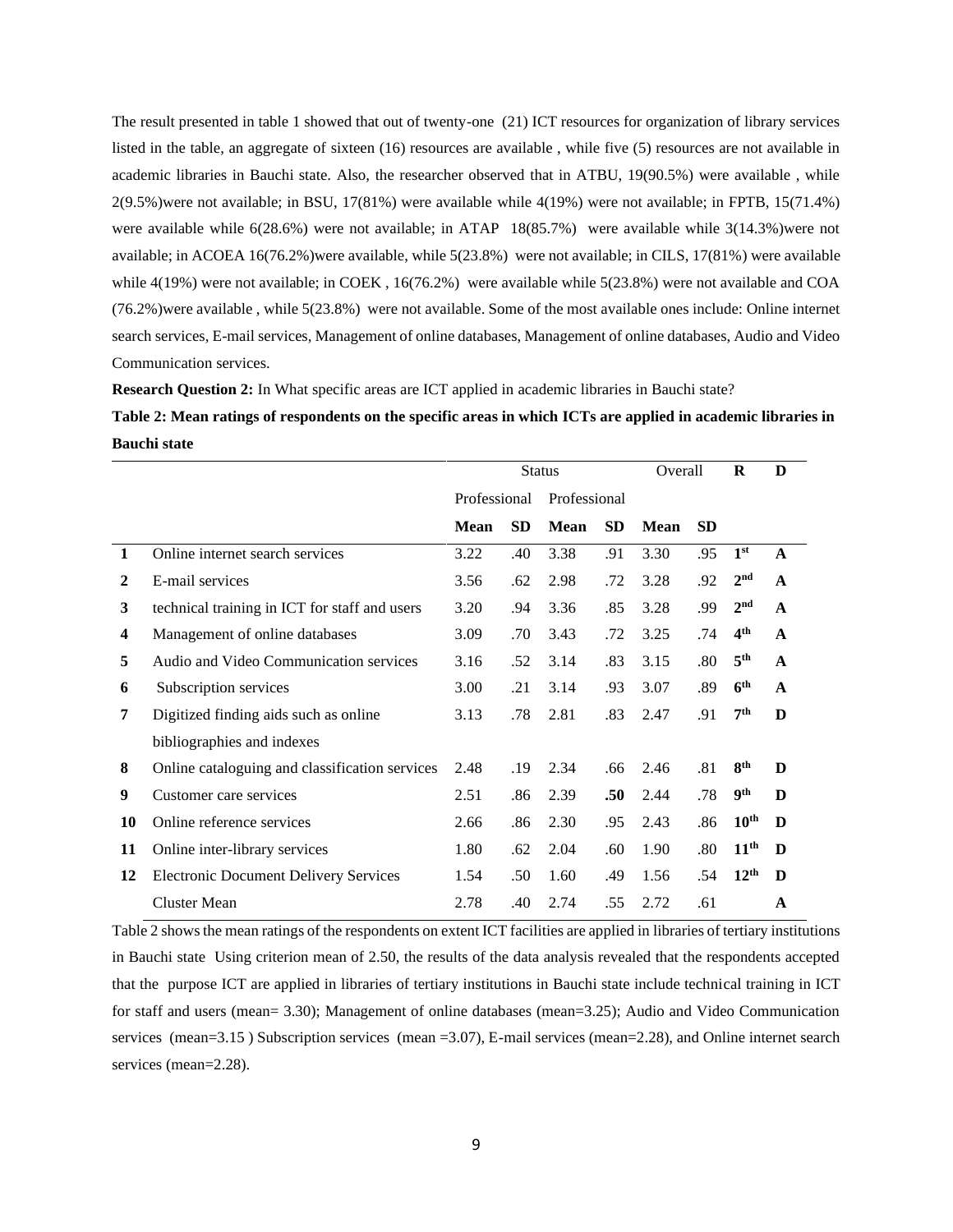The result presented in table 1 showed that out of twenty-one (21) ICT resources for organization of library services listed in the table, an aggregate of sixteen (16) resources are available , while five (5) resources are not available in academic libraries in Bauchi state. Also, the researcher observed that in ATBU, 19(90.5%) were available , while 2(9.5%)were not available; in BSU, 17(81%) were available while 4(19%) were not available; in FPTB, 15(71.4%) were available while 6(28.6%) were not available; in ATAP 18(85.7%) were available while 3(14.3%)were not available; in ACOEA 16(76.2%)were available, while 5(23.8%) were not available; in CILS, 17(81%) were available while 4(19%) were not available; in COEK , 16(76.2%) were available while 5(23.8%) were not available and COA (76.2%)were available , while 5(23.8%) were not available. Some of the most available ones include: Online internet search services, E-mail services, Management of online databases, Management of online databases, Audio and Video Communication services.

**Research Question 2:** In What specific areas are ICT applied in academic libraries in Bauchi state?

**Table 2: Mean ratings of respondents on the specific areas in which ICTs are applied in academic libraries in Bauchi state**

| | | Status | | | | Overall | | R | D |
|---|---|---|---|---|---|---|---|---|---|
| | | Professional | | Professional | | | | | |
| | | **Mean** | **SD** | **Mean** | **SD** | **Mean** | **SD** | | |
| **1** | Online internet search services | 3.22 | .40 | 3.38 | .91 | 3.30 | .95 | **1st** | **A** |
| **2** | E-mail services | 3.56 | .62 | 2.98 | .72 | 3.28 | .92 | **2nd** | **A** |
| **3** | technical training in ICT for staff and users | 3.20 | .94 | 3.36 | .85 | 3.28 | .99 | **2nd** | **A** |
| **4** | Management of online databases | 3.09 | .70 | 3.43 | .72 | 3.25 | .74 | **4th** | **A** |
| **5** | Audio and Video Communication services | 3.16 | .52 | 3.14 | .83 | 3.15 | .80 | **5th** | **A** |
| **6** | Subscription services | 3.00 | .21 | 3.14 | .93 | 3.07 | .89 | **6th** | **A** |
| **7** | Digitized finding aids such as online bibliographies and indexes | 3.13 | .78 | 2.81 | .83 | 2.47 | .91 | **7th** | **D** |
| **8** | Online cataloguing and classification services | 2.48 | .19 | 2.34 | .66 | 2.46 | .81 | **8th** | **D** |
| **9** | Customer care services | 2.51 | .86 | 2.39 | **.50** | 2.44 | .78 | **9th** | **D** |
| **10** | Online reference services | 2.66 | .86 | 2.30 | .95 | 2.43 | .86 | **10th** | **D** |
| **11** | Online inter-library services | 1.80 | .62 | 2.04 | .60 | 1.90 | .80 | **11th** | **D** |
| **12** | Electronic Document Delivery Services | 1.54 | .50 | 1.60 | .49 | 1.56 | .54 | **12th** | **D** |
| | Cluster Mean | 2.78 | .40 | 2.74 | .55 | 2.72 | .61 | | **A** |

Table 2 shows the mean ratings of the respondents on extent ICT facilities are applied in libraries of tertiary institutions in Bauchi state Using criterion mean of 2.50, the results of the data analysis revealed that the respondents accepted that the purpose ICT are applied in libraries of tertiary institutions in Bauchi state include technical training in ICT for staff and users (mean= 3.30); Management of online databases (mean=3.25); Audio and Video Communication services (mean=3.15 ) Subscription services (mean =3.07), E-mail services (mean=2.28), and Online internet search services (mean=2.28).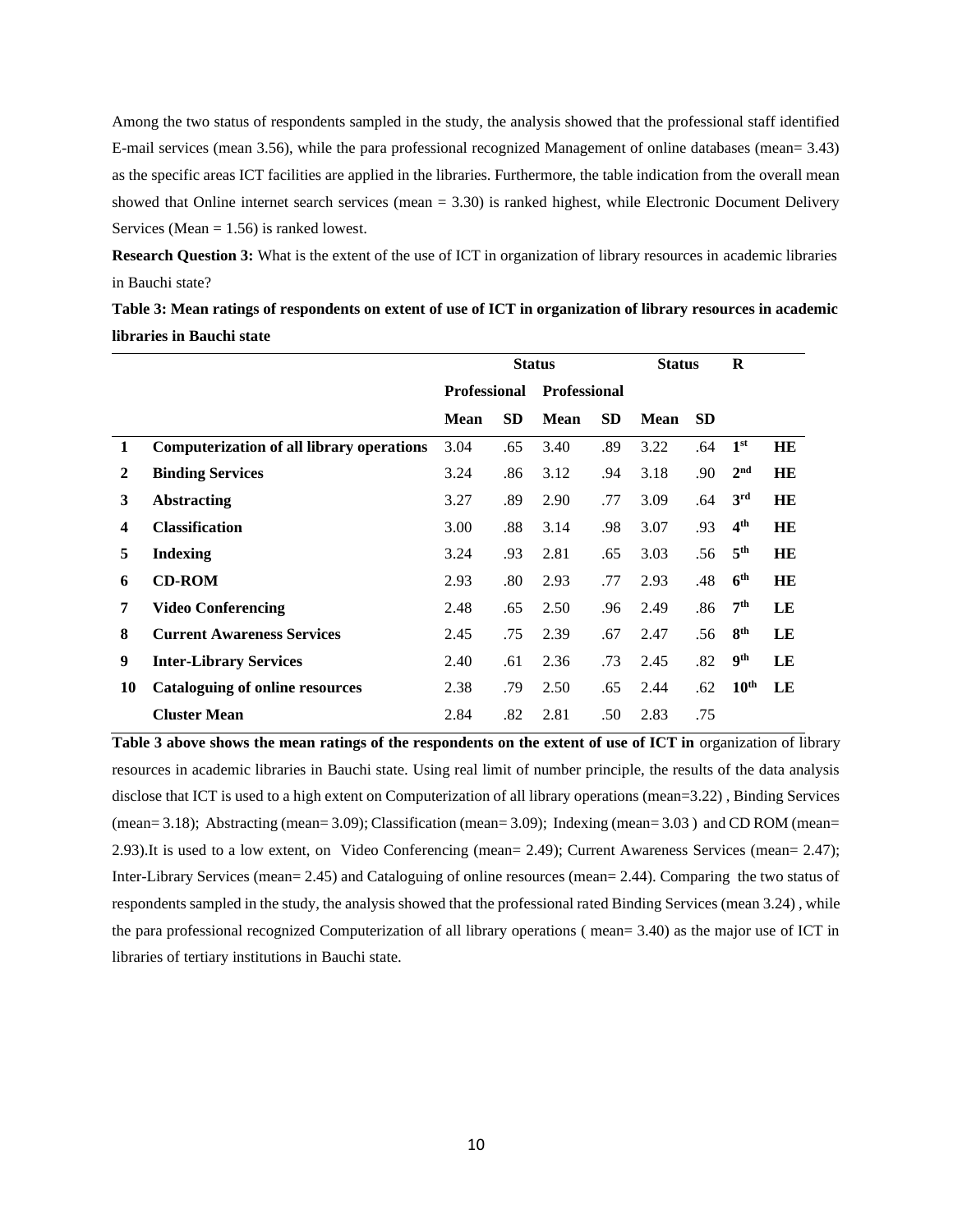Among the two status of respondents sampled in the study, the analysis showed that the professional staff identified E-mail services (mean 3.56), while the para professional recognized Management of online databases (mean= 3.43) as the specific areas ICT facilities are applied in the libraries. Furthermore, the table indication from the overall mean showed that Online internet search services (mean = 3.30) is ranked highest, while Electronic Document Delivery Services (Mean = 1.56) is ranked lowest.

**Research Question 3:** What is the extent of the use of ICT in organization of library resources in academic libraries in Bauchi state?

**Table 3: Mean ratings of respondents on extent of use of ICT in organization of library resources in academic libraries in Bauchi state**

| | | Status | | | | Status | | R | |
|---|---|---|---|---|---|---|---|---|---|
| | | Professional | | Professional | | | | | |
| | | Mean | SD | Mean | SD | Mean | SD | | |
| 1 | **Computerization of all library operations** | 3.04 | .65 | 3.40 | .89 | 3.22 | .64 | 1st | HE |
| 2 | **Binding Services** | 3.24 | .86 | 3.12 | .94 | 3.18 | .90 | 2nd | HE |
| 3 | **Abstracting** | 3.27 | .89 | 2.90 | .77 | 3.09 | .64 | 3rd | HE |
| 4 | **Classification** | 3.00 | .88 | 3.14 | .98 | 3.07 | .93 | 4th | HE |
| 5 | **Indexing** | 3.24 | .93 | 2.81 | .65 | 3.03 | .56 | 5th | HE |
| 6 | **CD-ROM** | 2.93 | .80 | 2.93 | .77 | 2.93 | .48 | 6th | HE |
| 7 | **Video Conferencing** | 2.48 | .65 | 2.50 | .96 | 2.49 | .86 | 7th | LE |
| 8 | **Current Awareness Services** | 2.45 | .75 | 2.39 | .67 | 2.47 | .56 | 8th | LE |
| 9 | **Inter-Library Services** | 2.40 | .61 | 2.36 | .73 | 2.45 | .82 | 9th | LE |
| 10 | **Cataloguing of online resources** | 2.38 | .79 | 2.50 | .65 | 2.44 | .62 | 10th | LE |
| | **Cluster Mean** | 2.84 | .82 | 2.81 | .50 | 2.83 | .75 | | |

**Table 3 above shows the mean ratings of the respondents on the extent of use of ICT in** organization of library resources in academic libraries in Bauchi state. Using real limit of number principle, the results of the data analysis disclose that ICT is used to a high extent on Computerization of all library operations (mean=3.22) , Binding Services (mean= 3.18); Abstracting (mean= 3.09); Classification (mean= 3.09); Indexing (mean= 3.03 ) and CD ROM (mean= 2.93).It is used to a low extent, on Video Conferencing (mean= 2.49); Current Awareness Services (mean= 2.47); Inter-Library Services (mean= 2.45) and Cataloguing of online resources (mean= 2.44). Comparing the two status of respondents sampled in the study, the analysis showed that the professional rated Binding Services (mean 3.24) , while the para professional recognized Computerization of all library operations ( mean= 3.40) as the major use of ICT in libraries of tertiary institutions in Bauchi state.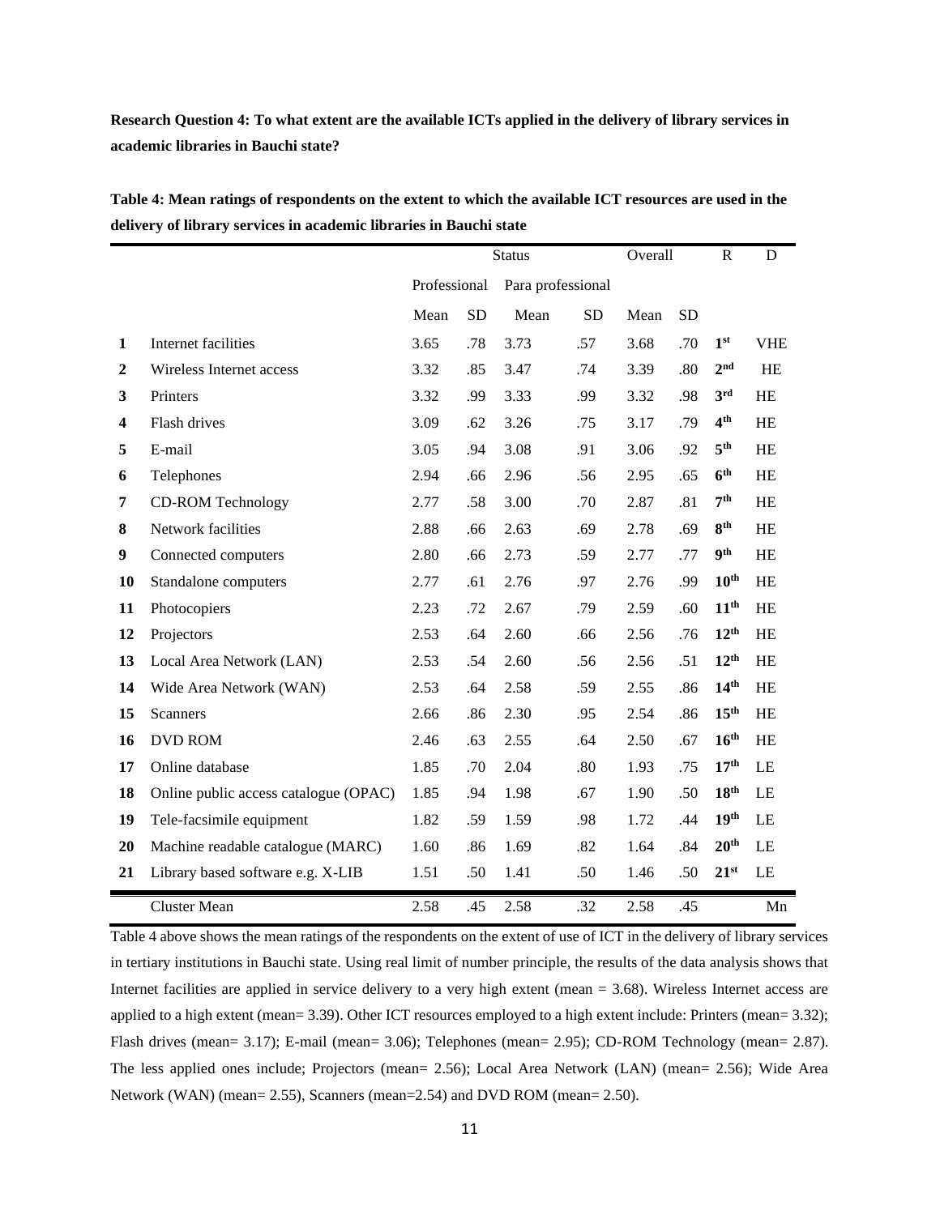**Research Question 4: To what extent are the available ICTs applied in the delivery of library services in academic libraries in Bauchi state?**

**Table 4: Mean ratings of respondents on the extent to which the available ICT resources are used in the delivery of library services in academic libraries in Bauchi state**

| | | Status | | | | Overall | | R | D |
|---|---|---|---|---|---|---|---|---|---|
| | | Professional | | Para professional | | | | | |
| | | Mean | SD | Mean | SD | Mean | SD | | |
| **1** | Internet facilities | 3.65 | .78 | 3.73 | .57 | 3.68 | .70 | **1st** | VHE |
| **2** | Wireless Internet access | 3.32 | .85 | 3.47 | .74 | 3.39 | .80 | **2nd** | HE |
| **3** | Printers | 3.32 | .99 | 3.33 | .99 | 3.32 | .98 | **3rd** | HE |
| **4** | Flash drives | 3.09 | .62 | 3.26 | .75 | 3.17 | .79 | **4th** | HE |
| **5** | E-mail | 3.05 | .94 | 3.08 | .91 | 3.06 | .92 | **5th** | HE |
| **6** | Telephones | 2.94 | .66 | 2.96 | .56 | 2.95 | .65 | **6th** | HE |
| **7** | CD-ROM Technology | 2.77 | .58 | 3.00 | .70 | 2.87 | .81 | **7th** | HE |
| **8** | Network facilities | 2.88 | .66 | 2.63 | .69 | 2.78 | .69 | **8th** | HE |
| **9** | Connected computers | 2.80 | .66 | 2.73 | .59 | 2.77 | .77 | **9th** | HE |
| **10** | Standalone computers | 2.77 | .61 | 2.76 | .97 | 2.76 | .99 | **10th** | HE |
| **11** | Photocopiers | 2.23 | .72 | 2.67 | .79 | 2.59 | .60 | **11th** | HE |
| **12** | Projectors | 2.53 | .64 | 2.60 | .66 | 2.56 | .76 | **12th** | HE |
| **13** | Local Area Network (LAN) | 2.53 | .54 | 2.60 | .56 | 2.56 | .51 | **12th** | HE |
| **14** | Wide Area Network (WAN) | 2.53 | .64 | 2.58 | .59 | 2.55 | .86 | **14th** | HE |
| **15** | Scanners | 2.66 | .86 | 2.30 | .95 | 2.54 | .86 | **15th** | HE |
| **16** | DVD ROM | 2.46 | .63 | 2.55 | .64 | 2.50 | .67 | **16th** | HE |
| **17** | Online database | 1.85 | .70 | 2.04 | .80 | 1.93 | .75 | **17th** | LE |
| **18** | Online public access catalogue (OPAC) | 1.85 | .94 | 1.98 | .67 | 1.90 | .50 | **18th** | LE |
| **19** | Tele-facsimile equipment | 1.82 | .59 | 1.59 | .98 | 1.72 | .44 | **19th** | LE |
| **20** | Machine readable catalogue (MARC) | 1.60 | .86 | 1.69 | .82 | 1.64 | .84 | **20th** | LE |
| **21** | Library based software e.g. X-LIB | 1.51 | .50 | 1.41 | .50 | 1.46 | .50 | **21st** | LE |
| | Cluster Mean | 2.58 | .45 | 2.58 | .32 | 2.58 | .45 | | Mn |

Table 4 above shows the mean ratings of the respondents on the extent of use of ICT in the delivery of library services in tertiary institutions in Bauchi state. Using real limit of number principle, the results of the data analysis shows that Internet facilities are applied in service delivery to a very high extent (mean = 3.68). Wireless Internet access are applied to a high extent (mean= 3.39). Other ICT resources employed to a high extent include: Printers (mean= 3.32); Flash drives (mean= 3.17); E-mail (mean= 3.06); Telephones (mean= 2.95); CD-ROM Technology (mean= 2.87). The less applied ones include; Projectors (mean= 2.56); Local Area Network (LAN) (mean= 2.56); Wide Area Network (WAN) (mean= 2.55), Scanners (mean=2.54) and DVD ROM (mean= 2.50).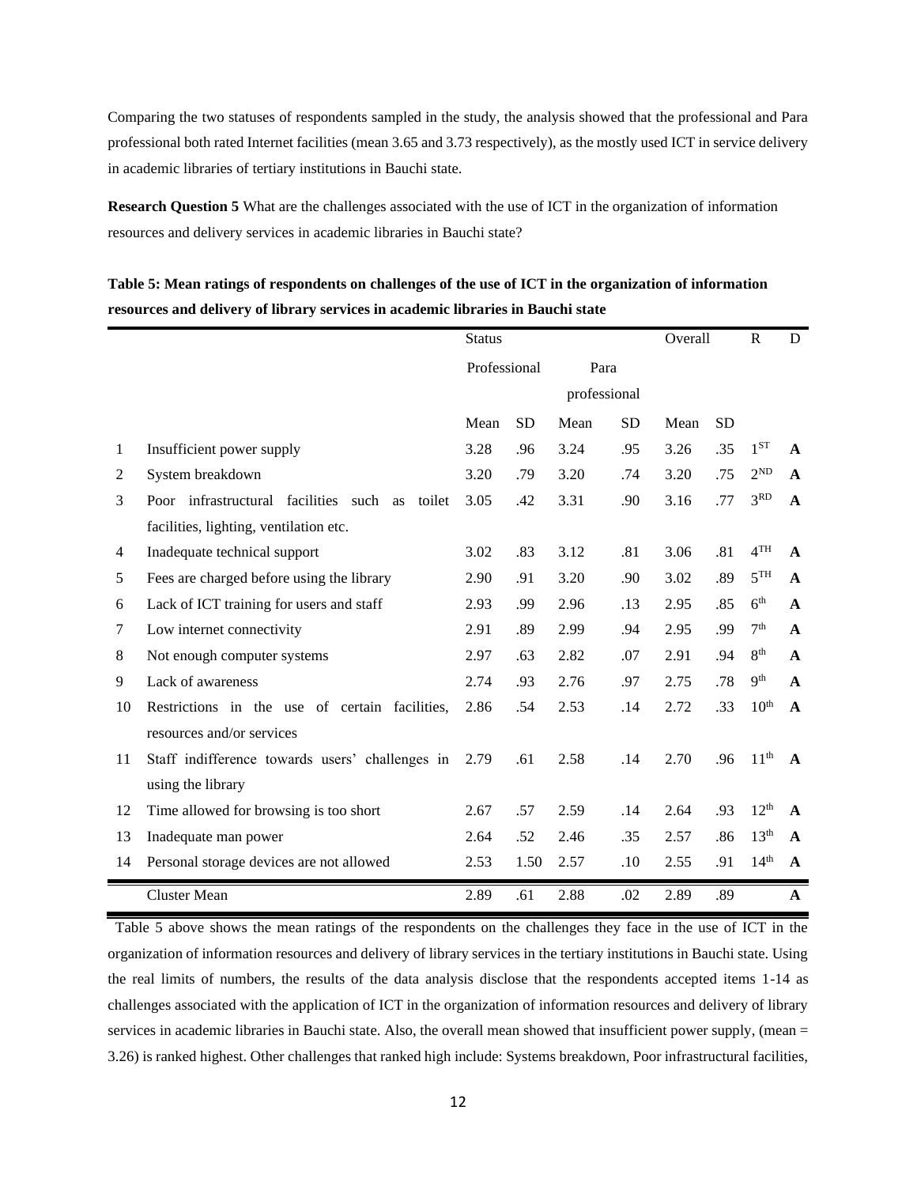Comparing the two statuses of respondents sampled in the study, the analysis showed that the professional and Para professional both rated Internet facilities (mean 3.65 and 3.73 respectively), as the mostly used ICT in service delivery in academic libraries of tertiary institutions in Bauchi state.

**Research Question 5** What are the challenges associated with the use of ICT in the organization of information resources and delivery services in academic libraries in Bauchi state?

**Table 5: Mean ratings of respondents on challenges of the use of ICT in the organization of information resources and delivery of library services in academic libraries in Bauchi state**

| | | Status | | | | Overall | | R | D |
|---|---|---|---|---|---|---|---|---|---|
| | | Professional | | Para professional | | | | | |
| | | Mean | SD | Mean | SD | Mean | SD | | |
| 1 | Insufficient power supply | 3.28 | .96 | 3.24 | .95 | 3.26 | .35 | 1ST | **A** |
| 2 | System breakdown | 3.20 | .79 | 3.20 | .74 | 3.20 | .75 | 2ND | **A** |
| 3 | Poor infrastructural facilities such as toilet facilities, lighting, ventilation etc. | 3.05 | .42 | 3.31 | .90 | 3.16 | .77 | 3RD | **A** |
| 4 | Inadequate technical support | 3.02 | .83 | 3.12 | .81 | 3.06 | .81 | 4TH | **A** |
| 5 | Fees are charged before using the library | 2.90 | .91 | 3.20 | .90 | 3.02 | .89 | 5TH | **A** |
| 6 | Lack of ICT training for users and staff | 2.93 | .99 | 2.96 | .13 | 2.95 | .85 | 6th | **A** |
| 7 | Low internet connectivity | 2.91 | .89 | 2.99 | .94 | 2.95 | .99 | 7th | **A** |
| 8 | Not enough computer systems | 2.97 | .63 | 2.82 | .07 | 2.91 | .94 | 8th | **A** |
| 9 | Lack of awareness | 2.74 | .93 | 2.76 | .97 | 2.75 | .78 | 9th | **A** |
| 10 | Restrictions in the use of certain facilities, resources and/or services | 2.86 | .54 | 2.53 | .14 | 2.72 | .33 | 10th | **A** |
| 11 | Staff indifference towards users' challenges in using the library | 2.79 | .61 | 2.58 | .14 | 2.70 | .96 | 11th | **A** |
| 12 | Time allowed for browsing is too short | 2.67 | .57 | 2.59 | .14 | 2.64 | .93 | 12th | **A** |
| 13 | Inadequate man power | 2.64 | .52 | 2.46 | .35 | 2.57 | .86 | 13th | **A** |
| 14 | Personal storage devices are not allowed | 2.53 | 1.50 | 2.57 | .10 | 2.55 | .91 | 14th | **A** |
| | Cluster Mean | 2.89 | .61 | 2.88 | .02 | 2.89 | .89 | | **A** |

Table 5 above shows the mean ratings of the respondents on the challenges they face in the use of ICT in the organization of information resources and delivery of library services in the tertiary institutions in Bauchi state. Using the real limits of numbers, the results of the data analysis disclose that the respondents accepted items 1-14 as challenges associated with the application of ICT in the organization of information resources and delivery of library services in academic libraries in Bauchi state. Also, the overall mean showed that insufficient power supply, (mean = 3.26) is ranked highest. Other challenges that ranked high include: Systems breakdown, Poor infrastructural facilities,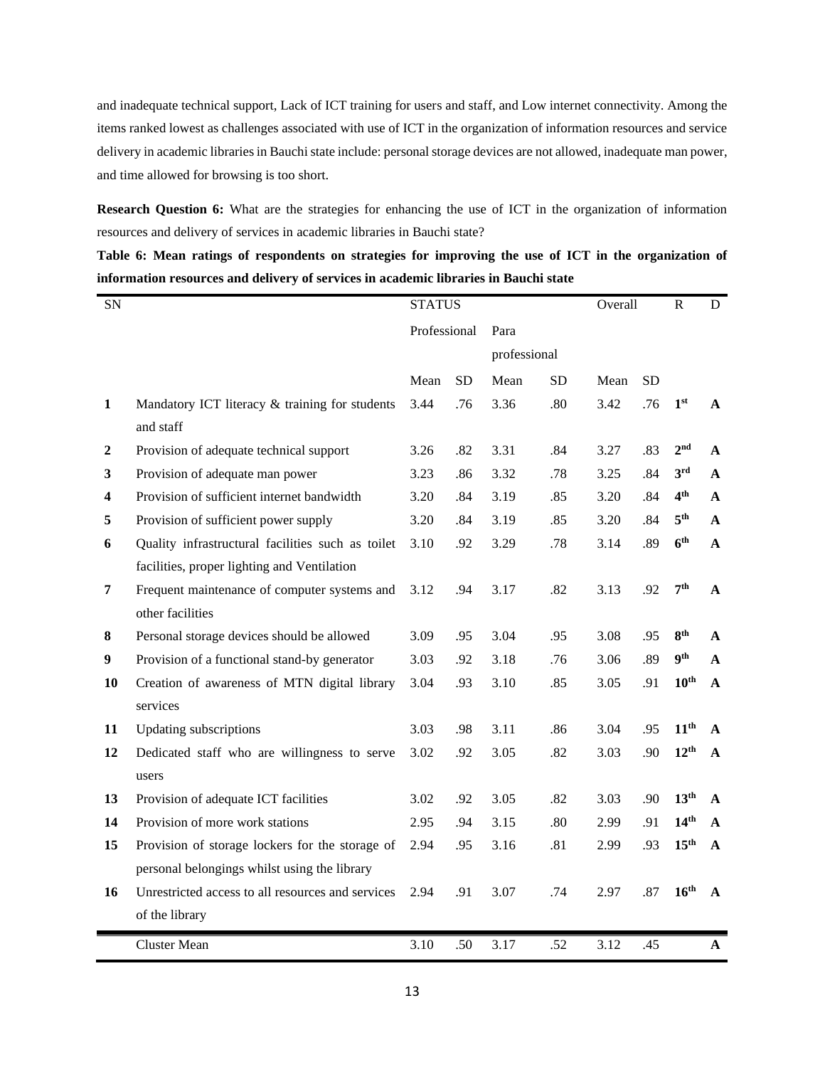and inadequate technical support, Lack of ICT training for users and staff, and Low internet connectivity. Among the items ranked lowest as challenges associated with use of ICT in the organization of information resources and service delivery in academic libraries in Bauchi state include: personal storage devices are not allowed, inadequate man power, and time allowed for browsing is too short.

**Research Question 6:** What are the strategies for enhancing the use of ICT in the organization of information resources and delivery of services in academic libraries in Bauchi state?

**Table 6: Mean ratings of respondents on strategies for improving the use of ICT in the organization of information resources and delivery of services in academic libraries in Bauchi state**

| SN | | STATUS | | | | Overall | | R | D |
|---|---|---|---|---|---|---|---|---|---|
| | | Professional | | Para professional | | | | | |
| | | Mean | SD | Mean | SD | Mean | SD | | |
| **1** | Mandatory ICT literacy & training for students and staff | 3.44 | .76 | 3.36 | .80 | 3.42 | .76 | **1st** | **A** |
| **2** | Provision of adequate technical support | 3.26 | .82 | 3.31 | .84 | 3.27 | .83 | **2nd** | **A** |
| **3** | Provision of adequate man power | 3.23 | .86 | 3.32 | .78 | 3.25 | .84 | **3rd** | **A** |
| **4** | Provision of sufficient internet bandwidth | 3.20 | .84 | 3.19 | .85 | 3.20 | .84 | **4th** | **A** |
| **5** | Provision of sufficient power supply | 3.20 | .84 | 3.19 | .85 | 3.20 | .84 | **5th** | **A** |
| **6** | Quality infrastructural facilities such as toilet facilities, proper lighting and Ventilation | 3.10 | .92 | 3.29 | .78 | 3.14 | .89 | **6th** | **A** |
| **7** | Frequent maintenance of computer systems and other facilities | 3.12 | .94 | 3.17 | .82 | 3.13 | .92 | **7th** | **A** |
| **8** | Personal storage devices should be allowed | 3.09 | .95 | 3.04 | .95 | 3.08 | .95 | **8th** | **A** |
| **9** | Provision of a functional stand-by generator | 3.03 | .92 | 3.18 | .76 | 3.06 | .89 | **9th** | **A** |
| **10** | Creation of awareness of MTN digital library services | 3.04 | .93 | 3.10 | .85 | 3.05 | .91 | **10th** | **A** |
| **11** | Updating subscriptions | 3.03 | .98 | 3.11 | .86 | 3.04 | .95 | **11th** | **A** |
| **12** | Dedicated staff who are willingness to serve users | 3.02 | .92 | 3.05 | .82 | 3.03 | .90 | **12th** | **A** |
| **13** | Provision of adequate ICT facilities | 3.02 | .92 | 3.05 | .82 | 3.03 | .90 | **13th** | **A** |
| **14** | Provision of more work stations | 2.95 | .94 | 3.15 | .80 | 2.99 | .91 | **14th** | **A** |
| **15** | Provision of storage lockers for the storage of personal belongings whilst using the library | 2.94 | .95 | 3.16 | .81 | 2.99 | .93 | **15th** | **A** |
| **16** | Unrestricted access to all resources and services of the library | 2.94 | .91 | 3.07 | .74 | 2.97 | .87 | **16th** | **A** |
| | Cluster Mean | 3.10 | .50 | 3.17 | .52 | 3.12 | .45 | | **A** |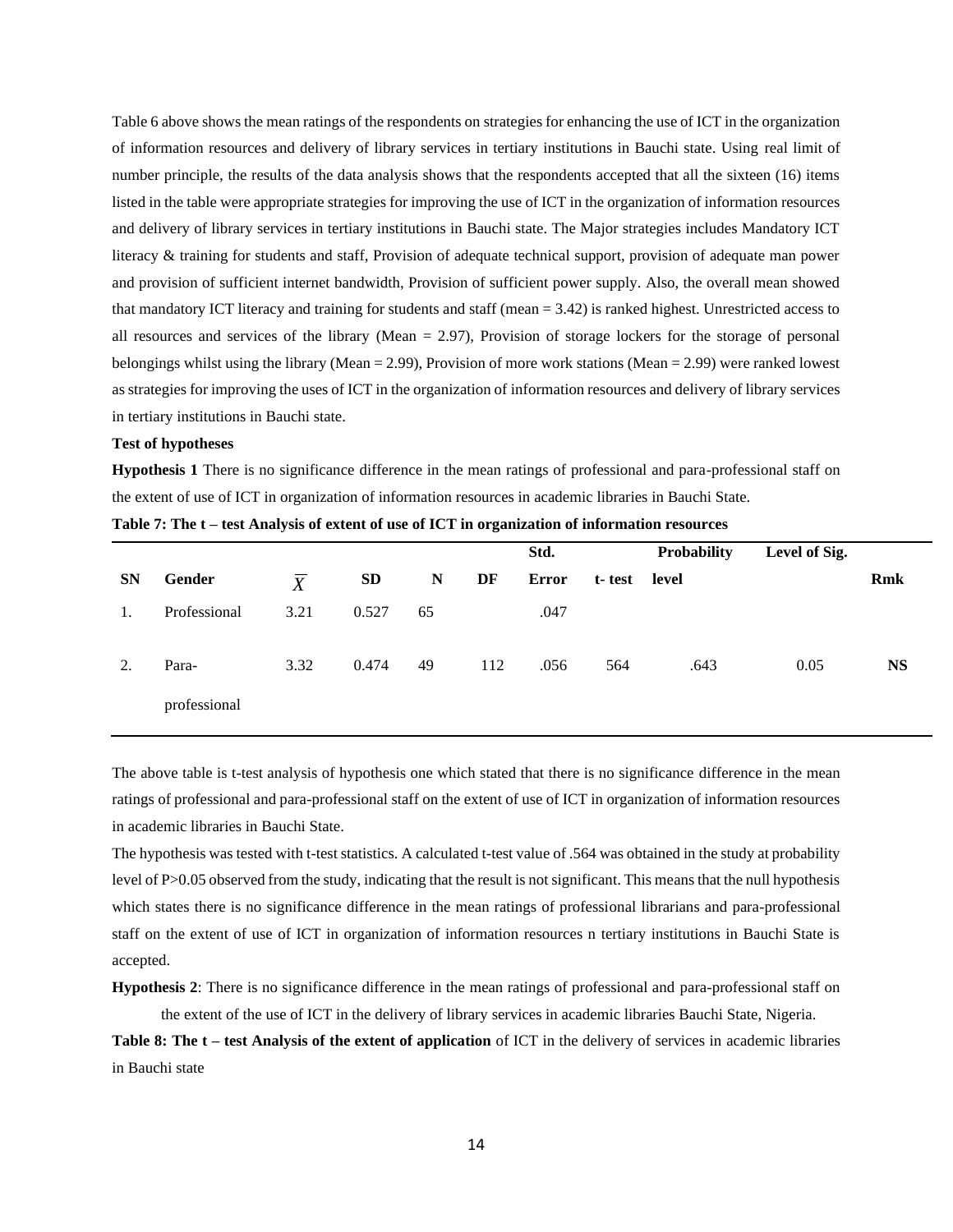Table 6 above shows the mean ratings of the respondents on strategies for enhancing the use of ICT in the organization of information resources and delivery of library services in tertiary institutions in Bauchi state. Using real limit of number principle, the results of the data analysis shows that the respondents accepted that all the sixteen (16) items listed in the table were appropriate strategies for improving the use of ICT in the organization of information resources and delivery of library services in tertiary institutions in Bauchi state. The Major strategies includes Mandatory ICT literacy & training for students and staff, Provision of adequate technical support, provision of adequate man power and provision of sufficient internet bandwidth, Provision of sufficient power supply. Also, the overall mean showed that mandatory ICT literacy and training for students and staff (mean = 3.42) is ranked highest. Unrestricted access to all resources and services of the library (Mean = 2.97), Provision of storage lockers for the storage of personal belongings whilst using the library (Mean = 2.99), Provision of more work stations (Mean = 2.99) were ranked lowest as strategies for improving the uses of ICT in the organization of information resources and delivery of library services in tertiary institutions in Bauchi state.

**Test of hypotheses**

**Hypothesis 1** There is no significance difference in the mean ratings of professional and para-professional staff on the extent of use of ICT in organization of information resources in academic libraries in Bauchi State.

**Table 7: The t – test Analysis of extent of use of ICT in organization of information resources**

| SN | Gender | $\overline{X}$ | SD | N | DF | Std. Error | t- test | Probability level | Level of Sig. | Rmk |
|---|---|---|---|---|---|---|---|---|---|---|
| 1. | Professional | 3.21 | 0.527 | 65 | | .047 | | | | |
| 2. | Para-professional | 3.32 | 0.474 | 49 | 112 | .056 | 564 | .643 | 0.05 | NS |

The above table is t-test analysis of hypothesis one which stated that there is no significance difference in the mean ratings of professional and para-professional staff on the extent of use of ICT in organization of information resources in academic libraries in Bauchi State.

The hypothesis was tested with t-test statistics. A calculated t-test value of .564 was obtained in the study at probability level of P>0.05 observed from the study, indicating that the result is not significant. This means that the null hypothesis which states there is no significance difference in the mean ratings of professional librarians and para-professional staff on the extent of use of ICT in organization of information resources n tertiary institutions in Bauchi State is accepted.

**Hypothesis 2**: There is no significance difference in the mean ratings of professional and para-professional staff on the extent of the use of ICT in the delivery of library services in academic libraries Bauchi State, Nigeria.

**Table 8: The t – test Analysis of the extent of application** of ICT in the delivery of services in academic libraries in Bauchi state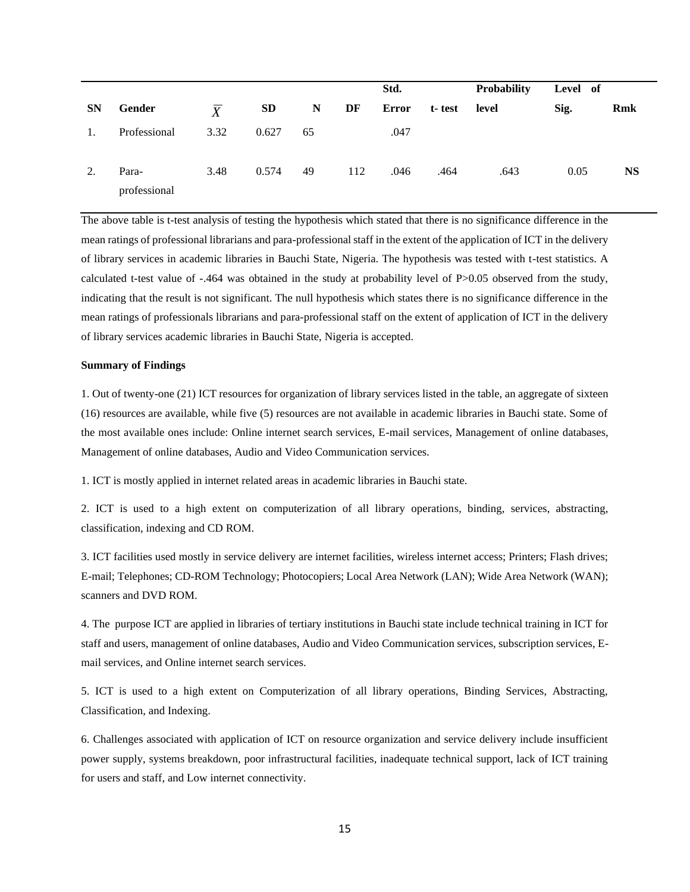| SN | Gender | $\overline{X}$ | SD | N | DF | Std. Error | t- test | Probability level | Level of Sig. | Rmk |
|---|---|---|---|---|---|---|---|---|---|---|
| 1. | Professional | 3.32 | 0.627 | 65 | | .047 | | | | |
| 2. | Para-professional | 3.48 | 0.574 | 49 | 112 | .046 | .464 | .643 | 0.05 | NS |

The above table is t-test analysis of testing the hypothesis which stated that there is no significance difference in the mean ratings of professional librarians and para-professional staff in the extent of the application of ICT in the delivery of library services in academic libraries in Bauchi State, Nigeria. The hypothesis was tested with t-test statistics. A calculated t-test value of -.464 was obtained in the study at probability level of $P>0.05$ observed from the study, indicating that the result is not significant. The null hypothesis which states there is no significance difference in the mean ratings of professionals librarians and para-professional staff on the extent of application of ICT in the delivery of library services academic libraries in Bauchi State, Nigeria is accepted.

**Summary of Findings**

1. Out of twenty-one (21) ICT resources for organization of library services listed in the table, an aggregate of sixteen (16) resources are available, while five (5) resources are not available in academic libraries in Bauchi state. Some of the most available ones include: Online internet search services, E-mail services, Management of online databases, Management of online databases, Audio and Video Communication services.

1. ICT is mostly applied in internet related areas in academic libraries in Bauchi state.

2. ICT is used to a high extent on computerization of all library operations, binding, services, abstracting, classification, indexing and CD ROM.

3. ICT facilities used mostly in service delivery are internet facilities, wireless internet access; Printers; Flash drives; E-mail; Telephones; CD-ROM Technology; Photocopiers; Local Area Network (LAN); Wide Area Network (WAN); scanners and DVD ROM.

4. The purpose ICT are applied in libraries of tertiary institutions in Bauchi state include technical training in ICT for staff and users, management of online databases, Audio and Video Communication services, subscription services, E-mail services, and Online internet search services.

5. ICT is used to a high extent on Computerization of all library operations, Binding Services, Abstracting, Classification, and Indexing.

6. Challenges associated with application of ICT on resource organization and service delivery include insufficient power supply, systems breakdown, poor infrastructural facilities, inadequate technical support, lack of ICT training for users and staff, and Low internet connectivity.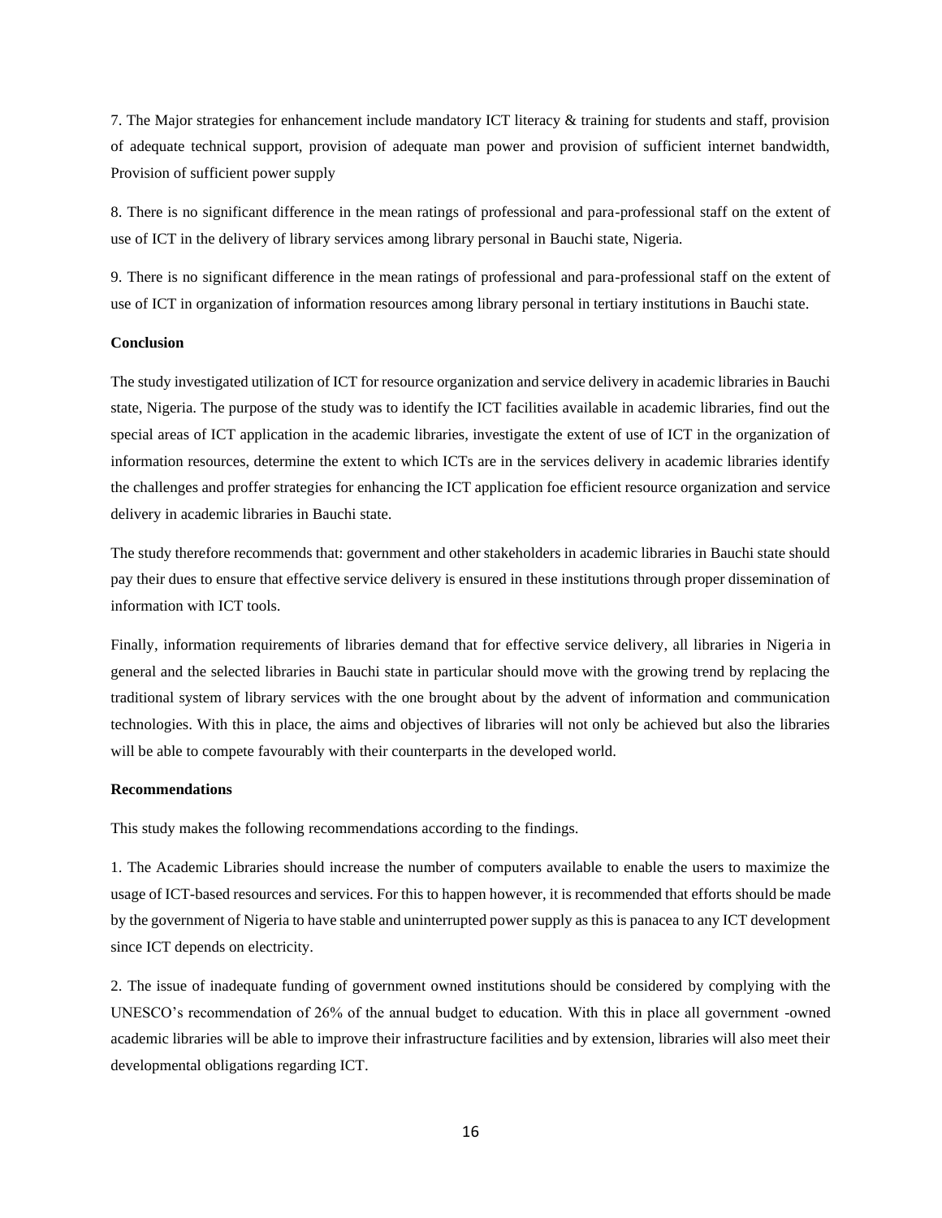7. The Major strategies for enhancement include mandatory ICT literacy & training for students and staff, provision of adequate technical support, provision of adequate man power and provision of sufficient internet bandwidth, Provision of sufficient power supply

8. There is no significant difference in the mean ratings of professional and para-professional staff on the extent of use of ICT in the delivery of library services among library personal in Bauchi state, Nigeria.

9. There is no significant difference in the mean ratings of professional and para-professional staff on the extent of use of ICT in organization of information resources among library personal in tertiary institutions in Bauchi state.

**Conclusion**

The study investigated utilization of ICT for resource organization and service delivery in academic libraries in Bauchi state, Nigeria. The purpose of the study was to identify the ICT facilities available in academic libraries, find out the special areas of ICT application in the academic libraries, investigate the extent of use of ICT in the organization of information resources, determine the extent to which ICTs are in the services delivery in academic libraries identify the challenges and proffer strategies for enhancing the ICT application foe efficient resource organization and service delivery in academic libraries in Bauchi state.

The study therefore recommends that: government and other stakeholders in academic libraries in Bauchi state should pay their dues to ensure that effective service delivery is ensured in these institutions through proper dissemination of information with ICT tools.

Finally, information requirements of libraries demand that for effective service delivery, all libraries in Nigeria in general and the selected libraries in Bauchi state in particular should move with the growing trend by replacing the traditional system of library services with the one brought about by the advent of information and communication technologies. With this in place, the aims and objectives of libraries will not only be achieved but also the libraries will be able to compete favourably with their counterparts in the developed world.

**Recommendations**

This study makes the following recommendations according to the findings.

1. The Academic Libraries should increase the number of computers available to enable the users to maximize the usage of ICT-based resources and services. For this to happen however, it is recommended that efforts should be made by the government of Nigeria to have stable and uninterrupted power supply as this is panacea to any ICT development since ICT depends on electricity.

2. The issue of inadequate funding of government owned institutions should be considered by complying with the UNESCO's recommendation of 26% of the annual budget to education. With this in place all government -owned academic libraries will be able to improve their infrastructure facilities and by extension, libraries will also meet their developmental obligations regarding ICT.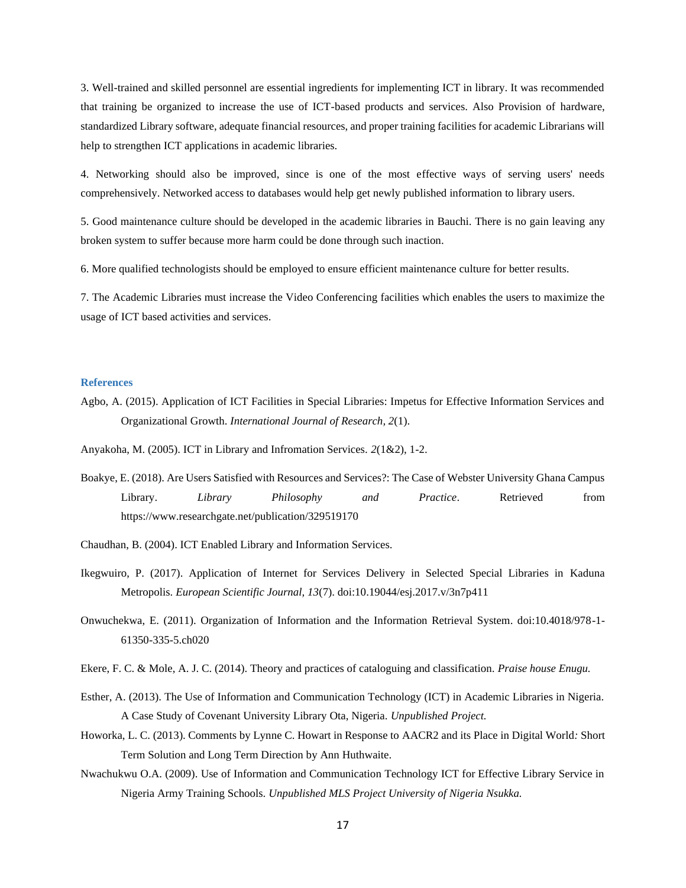3. Well-trained and skilled personnel are essential ingredients for implementing ICT in library. It was recommended that training be organized to increase the use of ICT-based products and services. Also Provision of hardware, standardized Library software, adequate financial resources, and proper training facilities for academic Librarians will help to strengthen ICT applications in academic libraries.

4. Networking should also be improved, since is one of the most effective ways of serving users' needs comprehensively. Networked access to databases would help get newly published information to library users.

5. Good maintenance culture should be developed in the academic libraries in Bauchi. There is no gain leaving any broken system to suffer because more harm could be done through such inaction.

6. More qualified technologists should be employed to ensure efficient maintenance culture for better results.

7. The Academic Libraries must increase the Video Conferencing facilities which enables the users to maximize the usage of ICT based activities and services.

## References

Agbo, A. (2015). Application of ICT Facilities in Special Libraries: Impetus for Effective Information Services and Organizational Growth. *International Journal of Research, 2*(1).

Anyakoha, M. (2005). ICT in Library and Infromation Services. *2*(1&2), 1-2.

Boakye, E. (2018). Are Users Satisfied with Resources and Services?: The Case of Webster University Ghana Campus Library. *Library Philosophy and Practice*. Retrieved from https://www.researchgate.net/publication/329519170

Chaudhan, B. (2004). ICT Enabled Library and Information Services.

Ikegwuiro, P. (2017). Application of Internet for Services Delivery in Selected Special Libraries in Kaduna Metropolis. *European Scientific Journal, 13*(7). doi:10.19044/esj.2017.v/3n7p411

Onwuchekwa, E. (2011). Organization of Information and the Information Retrieval System. doi:10.4018/978-1-61350-335-5.ch020

Ekere, F. C. & Mole, A. J. C. (2014). Theory and practices of cataloguing and classification. *Praise house Enugu.*

Esther, A. (2013). The Use of Information and Communication Technology (ICT) in Academic Libraries in Nigeria. A Case Study of Covenant University Library Ota, Nigeria. *Unpublished Project.*

Howorka, L. C. (2013). Comments by Lynne C. Howart in Response to AACR2 and its Place in Digital World*:* Short Term Solution and Long Term Direction by Ann Huthwaite.

Nwachukwu O.A. (2009). Use of Information and Communication Technology ICT for Effective Library Service in Nigeria Army Training Schools. *Unpublished MLS Project University of Nigeria Nsukka.*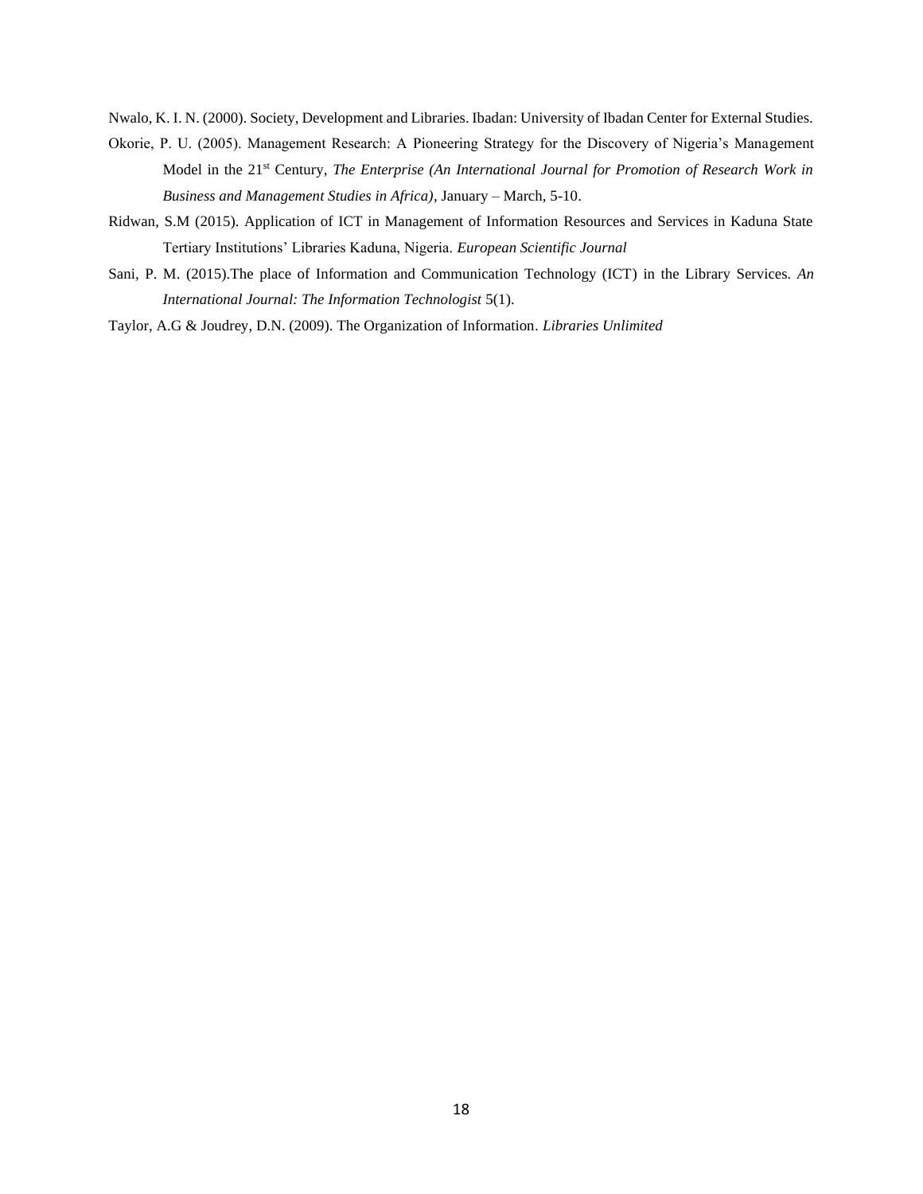Nwalo, K. I. N. (2000). Society, Development and Libraries. Ibadan: University of Ibadan Center for External Studies.

Okorie, P. U. (2005). Management Research: A Pioneering Strategy for the Discovery of Nigeria's Management Model in the 21st Century, *The Enterprise (An International Journal for Promotion of Research Work in Business and Management Studies in Africa)*, January – March, 5-10.

Ridwan, S.M (2015). Application of ICT in Management of Information Resources and Services in Kaduna State Tertiary Institutions' Libraries Kaduna, Nigeria. *European Scientific Journal*

Sani, P. M. (2015).The place of Information and Communication Technology (ICT) in the Library Services. *An International Journal: The Information Technologist* 5(1).

Taylor, A.G & Joudrey, D.N. (2009). The Organization of Information. *Libraries Unlimited*